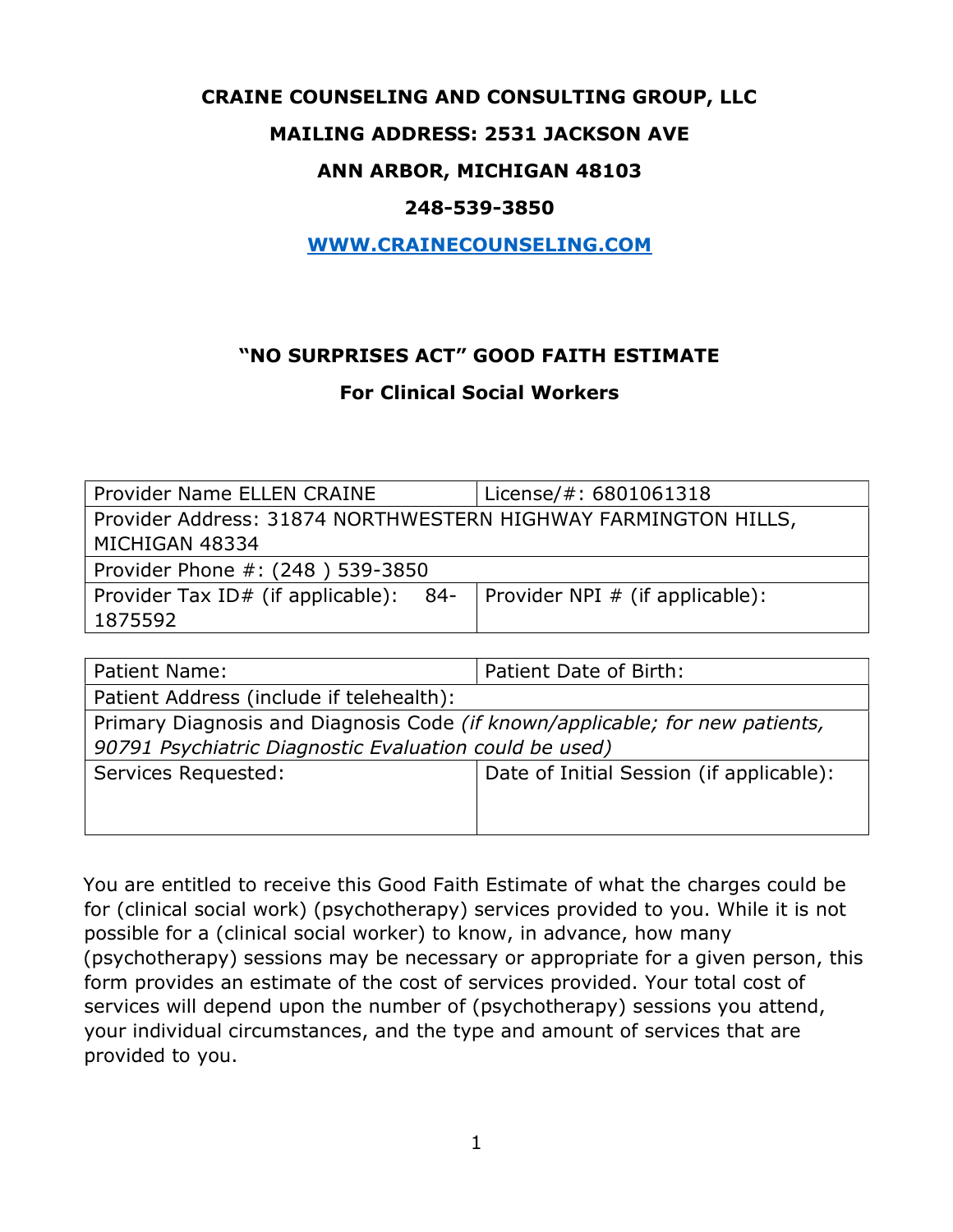**CRAINE COUNSELING AND CONSULTING GROUP, LLC**

**MAILING ADDRESS: 2531 JACKSON AVE**

**ANN ARBOR, MICHIGAN 48103**

**248-539-3850**

**[WWW.CRAINECOUNSELING.COM](http://WWW.CRAINECOUNSELING.COM)**

## "NO SURPRISES ACT" GOOD FAITH ESTIMATE

### For Clinical Social Workers

| Provider Name ELLEN CRAINE | License/#: 6801061318 |
|---|---|
| Provider Address: 31874 NORTHWESTERN HIGHWAY FARMINGTON HILLS, MICHIGAN 48334 | |
| Provider Phone #: (248 ) 539-3850 | |
| Provider Tax ID# (if applicable): 84-1875592 | Provider NPI # (if applicable): |

| Patient Name: | Patient Date of Birth: |
|---|---|
| Patient Address (include if telehealth): | |
| Primary Diagnosis and Diagnosis Code *(if known/applicable; for new patients, 90791 Psychiatric Diagnostic Evaluation could be used)* | |
| Services Requested: | Date of Initial Session (if applicable): |

You are entitled to receive this Good Faith Estimate of what the charges could be for (clinical social work) (psychotherapy) services provided to you. While it is not possible for a (clinical social worker) to know, in advance, how many (psychotherapy) sessions may be necessary or appropriate for a given person, this form provides an estimate of the cost of services provided. Your total cost of services will depend upon the number of (psychotherapy) sessions you attend, your individual circumstances, and the type and amount of services that are provided to you.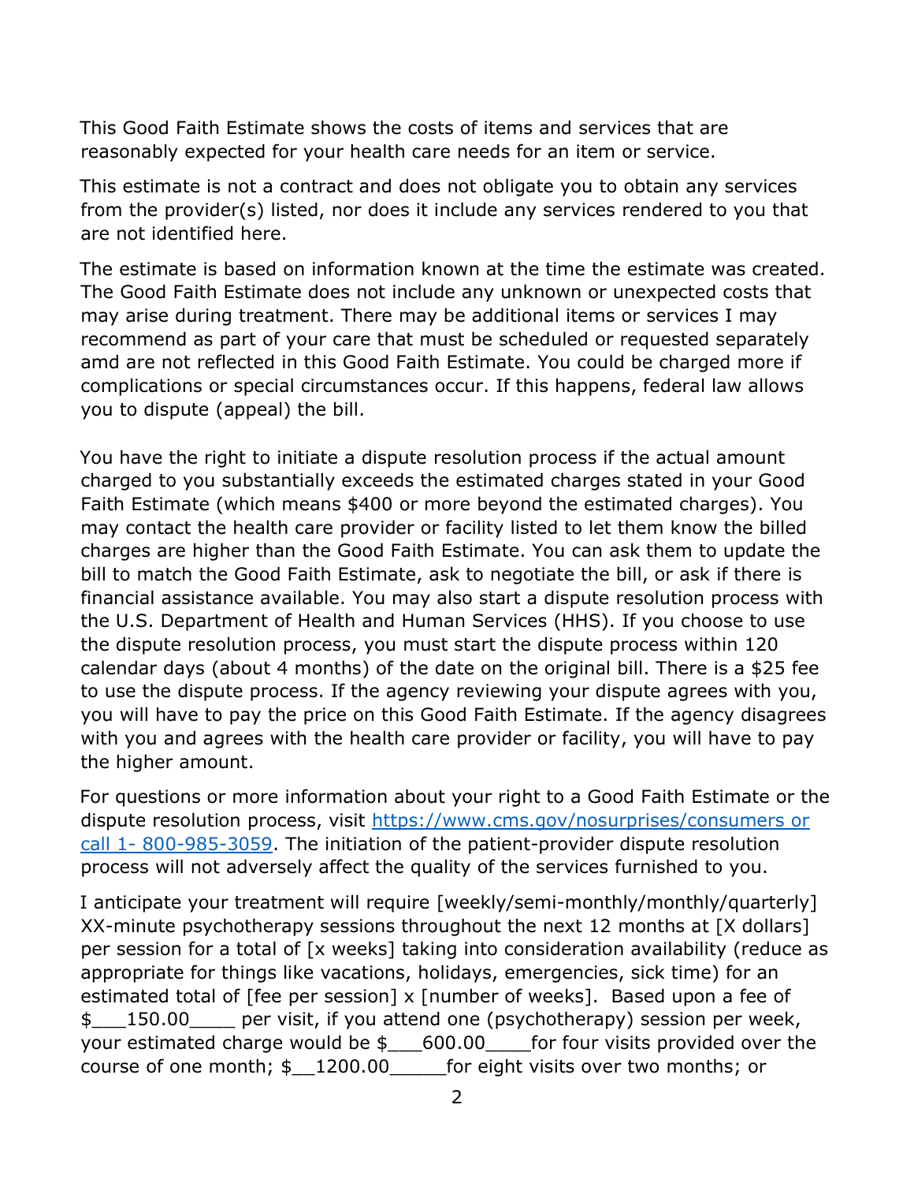This Good Faith Estimate shows the costs of items and services that are reasonably expected for your health care needs for an item or service.

This estimate is not a contract and does not obligate you to obtain any services from the provider(s) listed, nor does it include any services rendered to you that are not identified here.

The estimate is based on information known at the time the estimate was created. The Good Faith Estimate does not include any unknown or unexpected costs that may arise during treatment. There may be additional items or services I may recommend as part of your care that must be scheduled or requested separately amd are not reflected in this Good Faith Estimate. You could be charged more if complications or special circumstances occur. If this happens, federal law allows you to dispute (appeal) the bill.

You have the right to initiate a dispute resolution process if the actual amount charged to you substantially exceeds the estimated charges stated in your Good Faith Estimate (which means $400 or more beyond the estimated charges). You may contact the health care provider or facility listed to let them know the billed charges are higher than the Good Faith Estimate. You can ask them to update the bill to match the Good Faith Estimate, ask to negotiate the bill, or ask if there is financial assistance available. You may also start a dispute resolution process with the U.S. Department of Health and Human Services (HHS). If you choose to use the dispute resolution process, you must start the dispute process within 120 calendar days (about 4 months) of the date on the original bill. There is a $25 fee to use the dispute process. If the agency reviewing your dispute agrees with you, you will have to pay the price on this Good Faith Estimate. If the agency disagrees with you and agrees with the health care provider or facility, you will have to pay the higher amount.

For questions or more information about your right to a Good Faith Estimate or the dispute resolution process, visit https://www.cms.gov/nosurprises/consumers or call 1- 800-985-3059. The initiation of the patient-provider dispute resolution process will not adversely affect the quality of the services furnished to you.

I anticipate your treatment will require [weekly/semi-monthly/monthly/quarterly] XX-minute psychotherapy sessions throughout the next 12 months at [X dollars] per session for a total of [x weeks] taking into consideration availability (reduce as appropriate for things like vacations, holidays, emergencies, sick time) for an estimated total of [fee per session] x [number of weeks]. Based upon a fee of $___150.00____ per visit, if you attend one (psychotherapy) session per week, your estimated charge would be $___600.00____for four visits provided over the course of one month; $__1200.00_____for eight visits over two months; or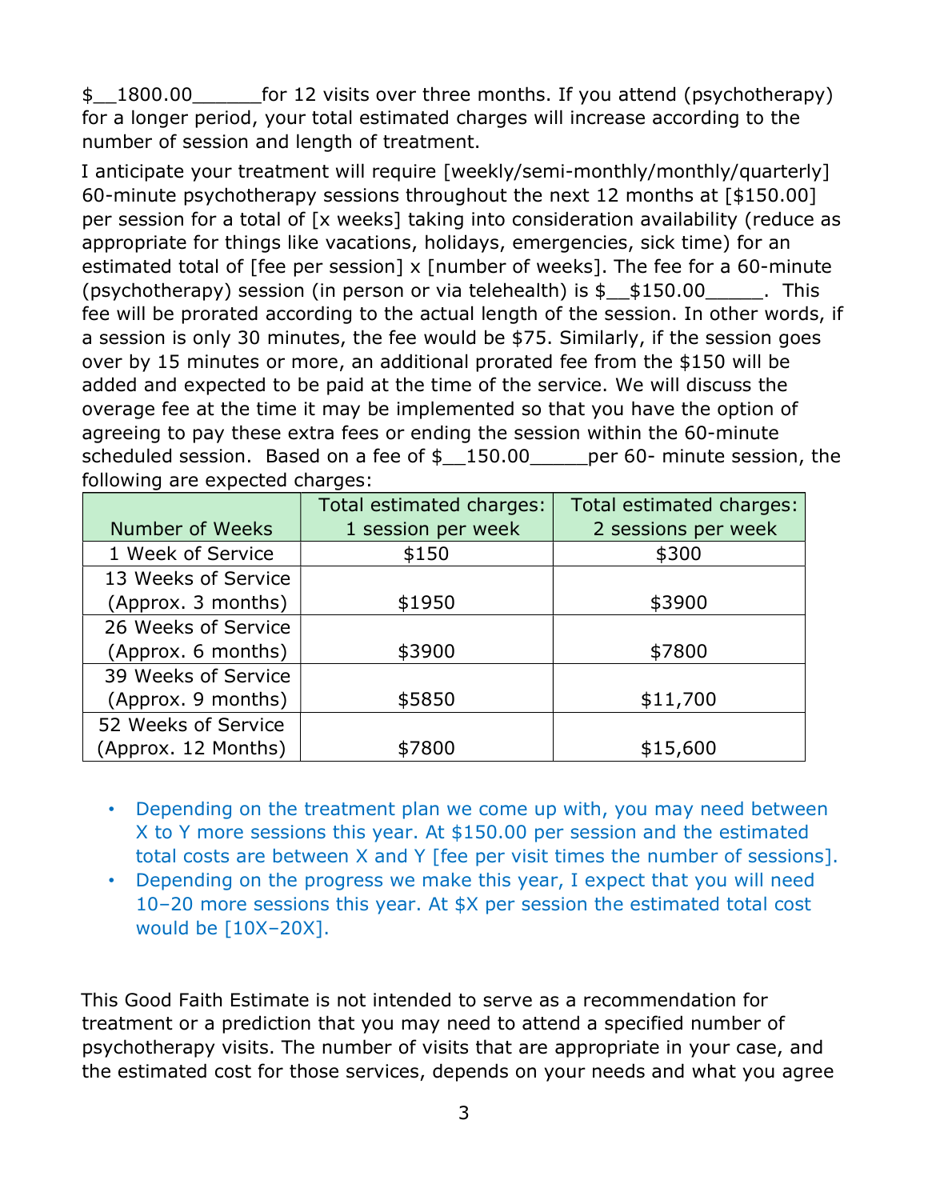$__1800.00______for 12 visits over three months. If you attend (psychotherapy) for a longer period, your total estimated charges will increase according to the number of session and length of treatment.

I anticipate your treatment will require [weekly/semi-monthly/monthly/quarterly] 60-minute psychotherapy sessions throughout the next 12 months at [$150.00] per session for a total of [x weeks] taking into consideration availability (reduce as appropriate for things like vacations, holidays, emergencies, sick time) for an estimated total of [fee per session] x [number of weeks]. The fee for a 60-minute (psychotherapy) session (in person or via telehealth) is $__$150.00_____. This fee will be prorated according to the actual length of the session. In other words, if a session is only 30 minutes, the fee would be $75. Similarly, if the session goes over by 15 minutes or more, an additional prorated fee from the $150 will be added and expected to be paid at the time of the service. We will discuss the overage fee at the time it may be implemented so that you have the option of agreeing to pay these extra fees or ending the session within the 60-minute scheduled session. Based on a fee of $__150.00_____per 60- minute session, the following are expected charges:

| Number of Weeks | Total estimated charges: 1 session per week | Total estimated charges: 2 sessions per week |
|---|---|---|
| 1 Week of Service | $150 | $300 |
| 13 Weeks of Service (Approx. 3 months) | $1950 | $3900 |
| 26 Weeks of Service (Approx. 6 months) | $3900 | $7800 |
| 39 Weeks of Service (Approx. 9 months) | $5850 | $11,700 |
| 52 Weeks of Service (Approx. 12 Months) | $7800 | $15,600 |

- Depending on the treatment plan we come up with, you may need between X to Y more sessions this year. At $150.00 per session and the estimated total costs are between X and Y [fee per visit times the number of sessions].
- Depending on the progress we make this year, I expect that you will need 10–20 more sessions this year. At $X per session the estimated total cost would be [10X–20X].

This Good Faith Estimate is not intended to serve as a recommendation for treatment or a prediction that you may need to attend a specified number of psychotherapy visits. The number of visits that are appropriate in your case, and the estimated cost for those services, depends on your needs and what you agree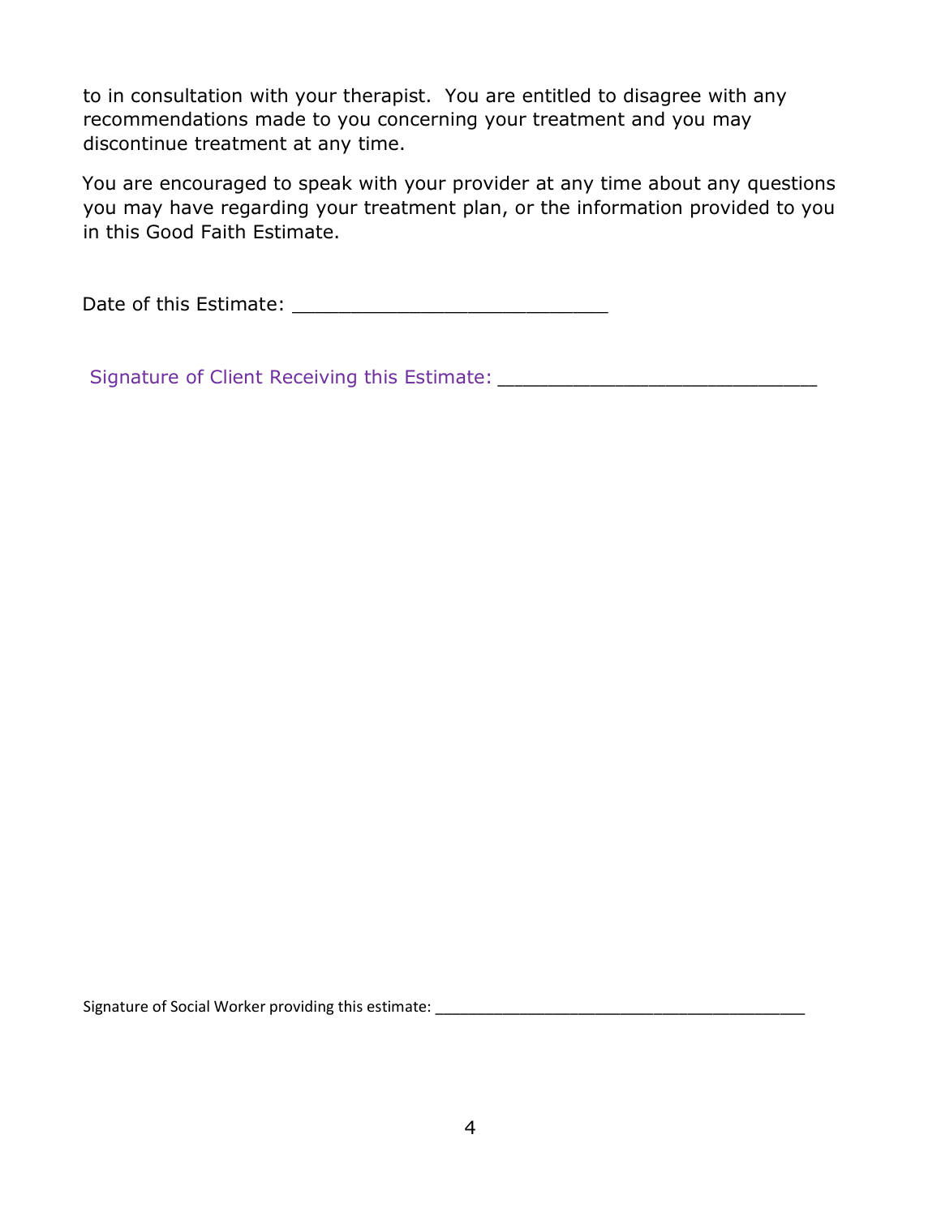to in consultation with your therapist. You are entitled to disagree with any recommendations made to you concerning your treatment and you may discontinue treatment at any time.

You are encouraged to speak with your provider at any time about any questions you may have regarding your treatment plan, or the information provided to you in this Good Faith Estimate.

Date of this Estimate: ___________________________

Signature of Client Receiving this Estimate: ___________________________

Signature of Social Worker providing this estimate: ___________________________________________